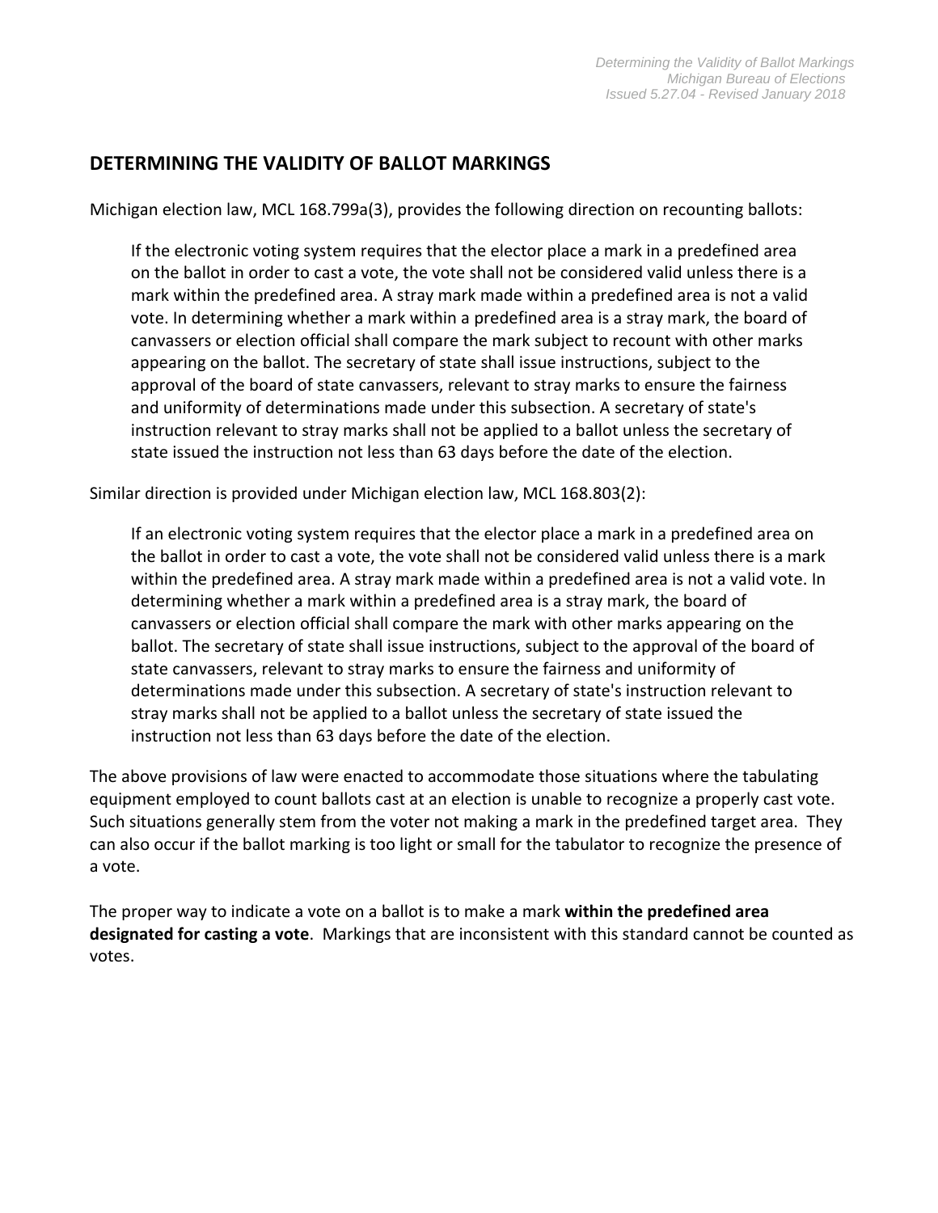## DETERMINING THE VALIDITY OF BALLOT MARKINGS

Michigan election law, MCL 168.799a(3), provides the following direction on recounting ballots:

> If the electronic voting system requires that the elector place a mark in a predefined area on the ballot in order to cast a vote, the vote shall not be considered valid unless there is a mark within the predefined area. A stray mark made within a predefined area is not a valid vote. In determining whether a mark within a predefined area is a stray mark, the board of canvassers or election official shall compare the mark subject to recount with other marks appearing on the ballot. The secretary of state shall issue instructions, subject to the approval of the board of state canvassers, relevant to stray marks to ensure the fairness and uniformity of determinations made under this subsection. A secretary of state's instruction relevant to stray marks shall not be applied to a ballot unless the secretary of state issued the instruction not less than 63 days before the date of the election.

Similar direction is provided under Michigan election law, MCL 168.803(2):

> If an electronic voting system requires that the elector place a mark in a predefined area on the ballot in order to cast a vote, the vote shall not be considered valid unless there is a mark within the predefined area. A stray mark made within a predefined area is not a valid vote. In determining whether a mark within a predefined area is a stray mark, the board of canvassers or election official shall compare the mark with other marks appearing on the ballot. The secretary of state shall issue instructions, subject to the approval of the board of state canvassers, relevant to stray marks to ensure the fairness and uniformity of determinations made under this subsection. A secretary of state's instruction relevant to stray marks shall not be applied to a ballot unless the secretary of state issued the instruction not less than 63 days before the date of the election.

The above provisions of law were enacted to accommodate those situations where the tabulating equipment employed to count ballots cast at an election is unable to recognize a properly cast vote. Such situations generally stem from the voter not making a mark in the predefined target area. They can also occur if the ballot marking is too light or small for the tabulator to recognize the presence of a vote.

The proper way to indicate a vote on a ballot is to make a mark **within the predefined area designated for casting a vote**. Markings that are inconsistent with this standard cannot be counted as votes.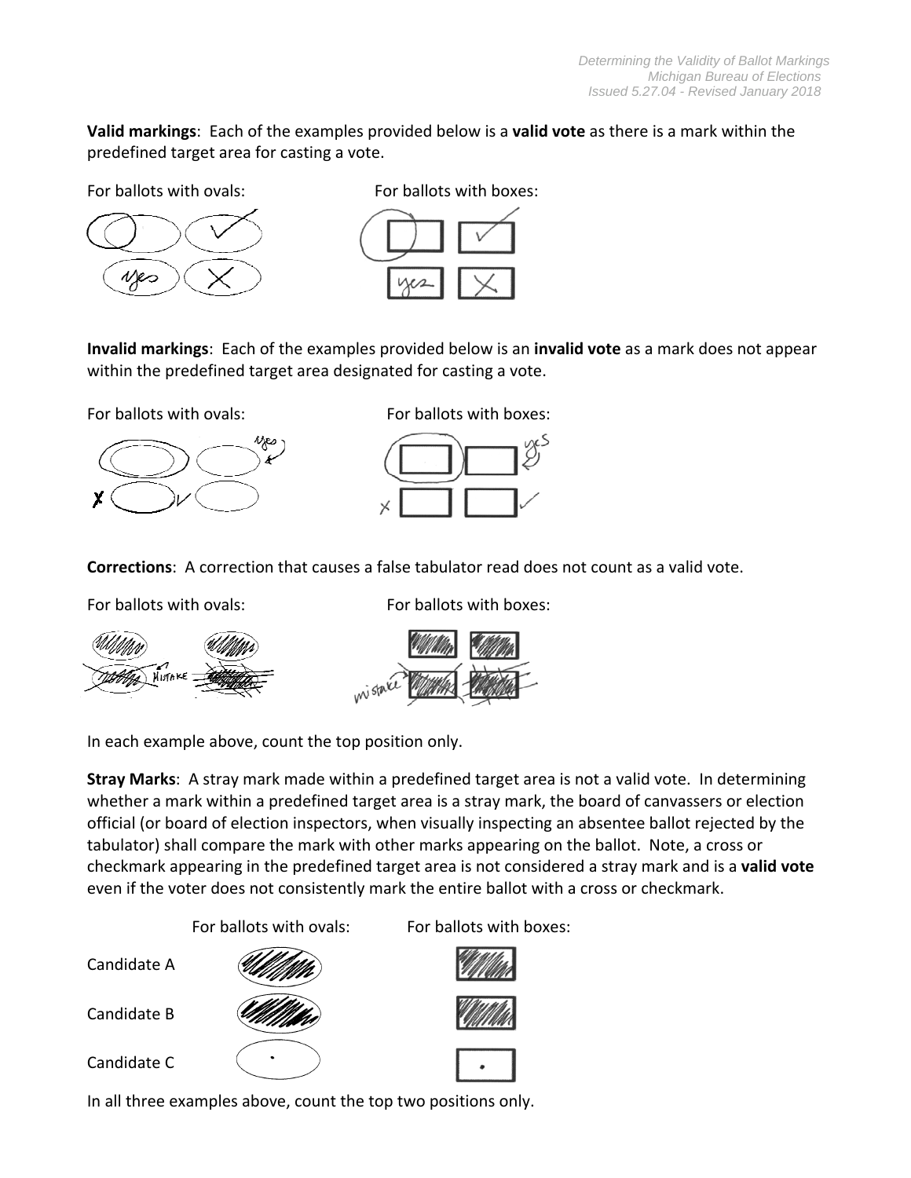**Valid markings**: Each of the examples provided below is a **valid vote** as there is a mark within the predefined target area for casting a vote.

For ballots with ovals: For ballots with boxes:

**Invalid markings**: Each of the examples provided below is an **invalid vote** as a mark does not appear within the predefined target area designated for casting a vote.

For ballots with ovals: For ballots with boxes:

**Corrections**: A correction that causes a false tabulator read does not count as a valid vote.

For ballots with ovals: For ballots with boxes:

In each example above, count the top position only.

**Stray Marks**: A stray mark made within a predefined target area is not a valid vote. In determining whether a mark within a predefined target area is a stray mark, the board of canvassers or election official (or board of election inspectors, when visually inspecting an absentee ballot rejected by the tabulator) shall compare the mark with other marks appearing on the ballot. Note, a cross or checkmark appearing in the predefined target area is not considered a stray mark and is a **valid vote** even if the voter does not consistently mark the entire ballot with a cross or checkmark.

For ballots with ovals: For ballots with boxes:

Candidate A

Candidate B

Candidate C

In all three examples above, count the top two positions only.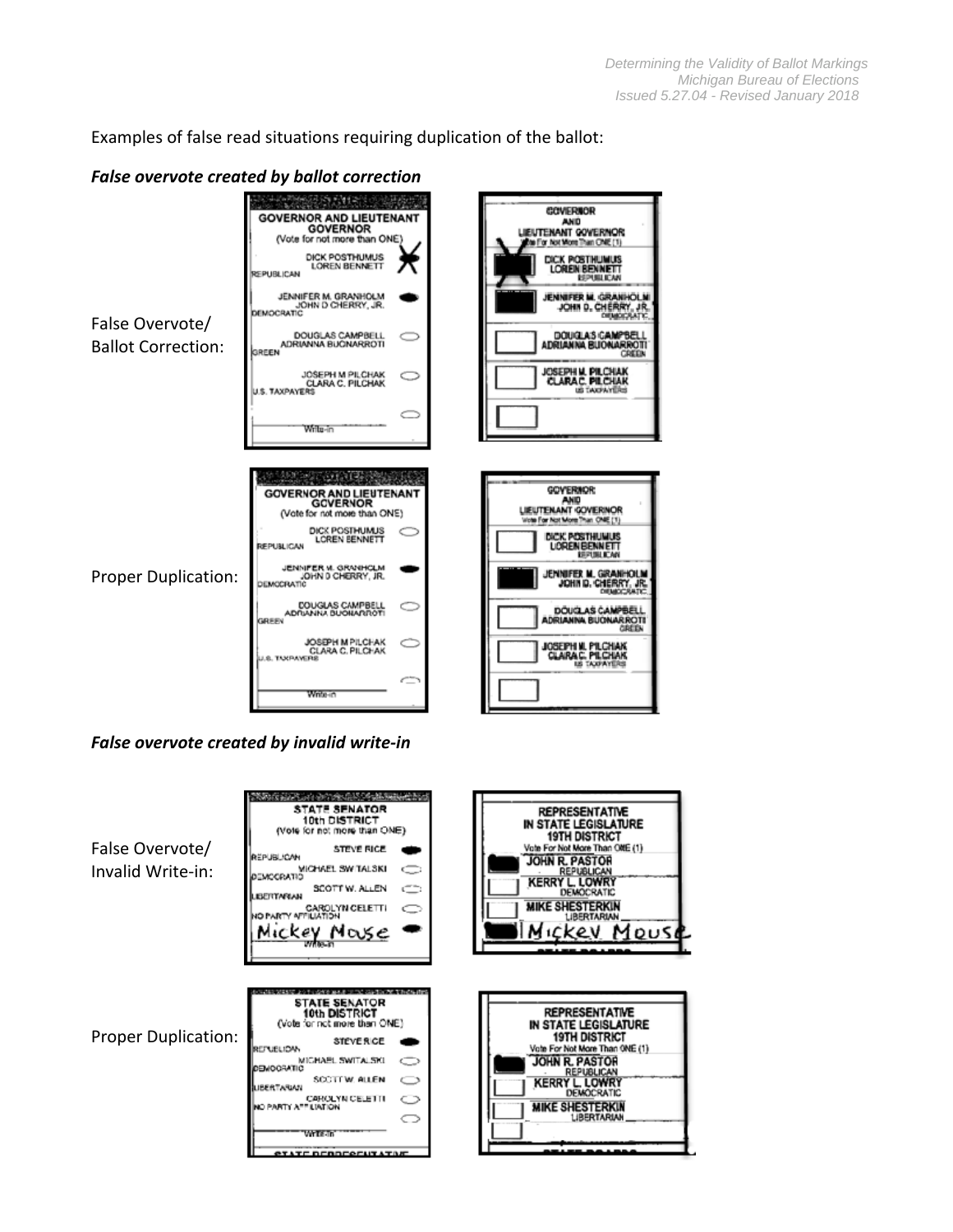Examples of false read situations requiring duplication of the ballot:

***False overvote created by ballot correction***

False Overvote/ Ballot Correction:

Proper Duplication:

***False overvote created by invalid write-in***

False Overvote/ Invalid Write-in:

Proper Duplication: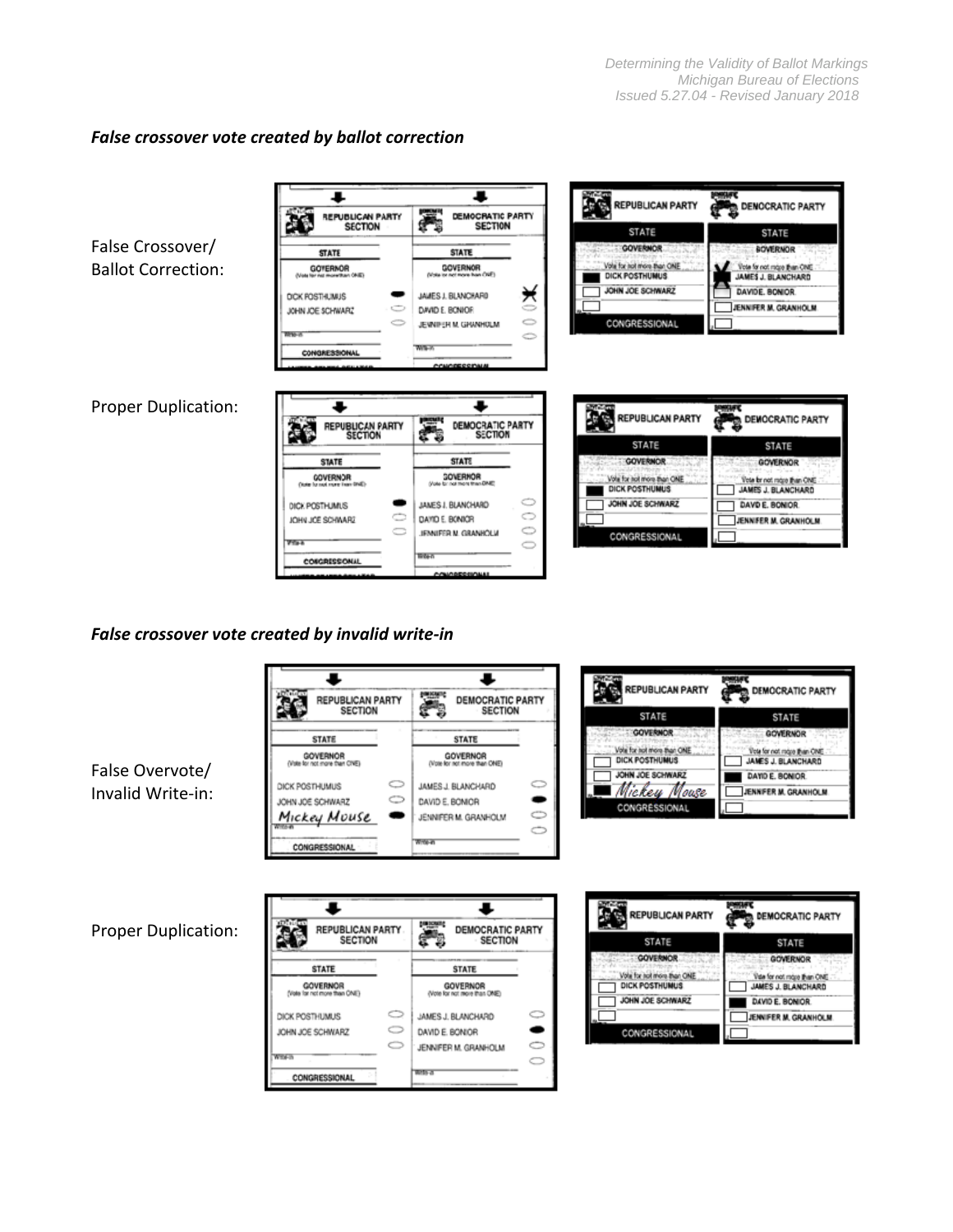### *False crossover vote created by ballot correction*

False Crossover/
Ballot Correction:

| REPUBLICAN PARTY SECTION | | DEMOCRATIC PARTY SECTION | |
|---|---|---|---|
| STATE | | STATE | |
| GOVERNOR (Vote for not more than ONE) | | GOVERNOR (Vote for not more than ONE) | |
| DICK POSTHUMUS | ● | JAMES J. BLANCHARD | ✗ |
| JOHN JOE SCHWARZ | ○ | DAVID E. BONIOR | ○ |
| | ○ | JENNIFER M. GRANHOLM | ○ |
| Write-in | | Write-in | ○ |
| CONGRESSIONAL | | CONGRESSIONAL | |

| REPUBLICAN PARTY | DEMOCRATIC PARTY |
|---|---|
| STATE | STATE |
| GOVERNOR | GOVERNOR |
| Vote for not more than ONE | Vote for not more than ONE |
| ■ DICK POSTHUMUS | ✗ JAMES J. BLANCHARD |
| □ JOHN JOE SCHWARZ | □ DAVID E. BONIOR |
| □ | □ JENNIFER M. GRANHOLM |
| CONGRESSIONAL | □ |

Proper Duplication:

| REPUBLICAN PARTY SECTION | | DEMOCRATIC PARTY SECTION | |
|---|---|---|---|
| STATE | | STATE | |
| GOVERNOR (Vote for not more than ONE) | | GOVERNOR (Vote for not more than ONE) | |
| DICK POSTHUMUS | ● | JAMES J. BLANCHARD | ○ |
| JOHN JOE SCHWARZ | ○ | DAVID E. BONIOR | ○ |
| | ○ | JENNIFER M. GRANHOLM | ○ |
| Write-in | | Write-in | ○ |
| CONGRESSIONAL | | CONGRESSIONAL | |

| REPUBLICAN PARTY | DEMOCRATIC PARTY |
|---|---|
| STATE | STATE |
| GOVERNOR | GOVERNOR |
| Vote for not more than ONE | Vote for not more than ONE |
| ■ DICK POSTHUMUS | □ JAMES J. BLANCHARD |
| □ JOHN JOE SCHWARZ | □ DAVID E. BONIOR |
| □ | □ JENNIFER M. GRANHOLM |
| CONGRESSIONAL | □ |

### *False crossover vote created by invalid write-in*

False Overvote/
Invalid Write-in:

| REPUBLICAN PARTY SECTION | | DEMOCRATIC PARTY SECTION | |
|---|---|---|---|
| STATE | | STATE | |
| GOVERNOR (Vote for not more than ONE) | | GOVERNOR (Vote for not more than ONE) | |
| DICK POSTHUMUS | ○ | JAMES J. BLANCHARD | ○ |
| JOHN JOE SCHWARZ | ○ | DAVID E. BONIOR | ● |
| Mickey Mouse | ● | JENNIFER M. GRANHOLM | ○ |
| Write-in | | Write-in | ○ |
| CONGRESSIONAL | | | |

| REPUBLICAN PARTY | DEMOCRATIC PARTY |
|---|---|
| STATE | STATE |
| GOVERNOR | GOVERNOR |
| Vote for not more than ONE | Vote for not more than ONE |
| □ DICK POSTHUMUS | □ JAMES J. BLANCHARD |
| □ JOHN JOE SCHWARZ | ■ DAVID E. BONIOR |
| ■ Mickey Mouse | □ JENNIFER M. GRANHOLM |
| CONGRESSIONAL | □ |

Proper Duplication:

| REPUBLICAN PARTY SECTION | | DEMOCRATIC PARTY SECTION | |
|---|---|---|---|
| STATE | | STATE | |
| GOVERNOR (Vote for not more than ONE) | | GOVERNOR (Vote for not more than ONE) | |
| DICK POSTHUMUS | ○ | JAMES J. BLANCHARD | ○ |
| JOHN JOE SCHWARZ | ○ | DAVID E. BONIOR | ● |
| | ○ | JENNIFER M. GRANHOLM | ○ |
| Write-in | | Write-in | ○ |
| CONGRESSIONAL | | | |

| REPUBLICAN PARTY | DEMOCRATIC PARTY |
|---|---|
| STATE | STATE |
| GOVERNOR | GOVERNOR |
| Vote for not more than ONE | Vote for not more than ONE |
| □ DICK POSTHUMUS | □ JAMES J. BLANCHARD |
| □ JOHN JOE SCHWARZ | ■ DAVID E. BONIOR |
| □ | □ JENNIFER M. GRANHOLM |
| CONGRESSIONAL | □ |